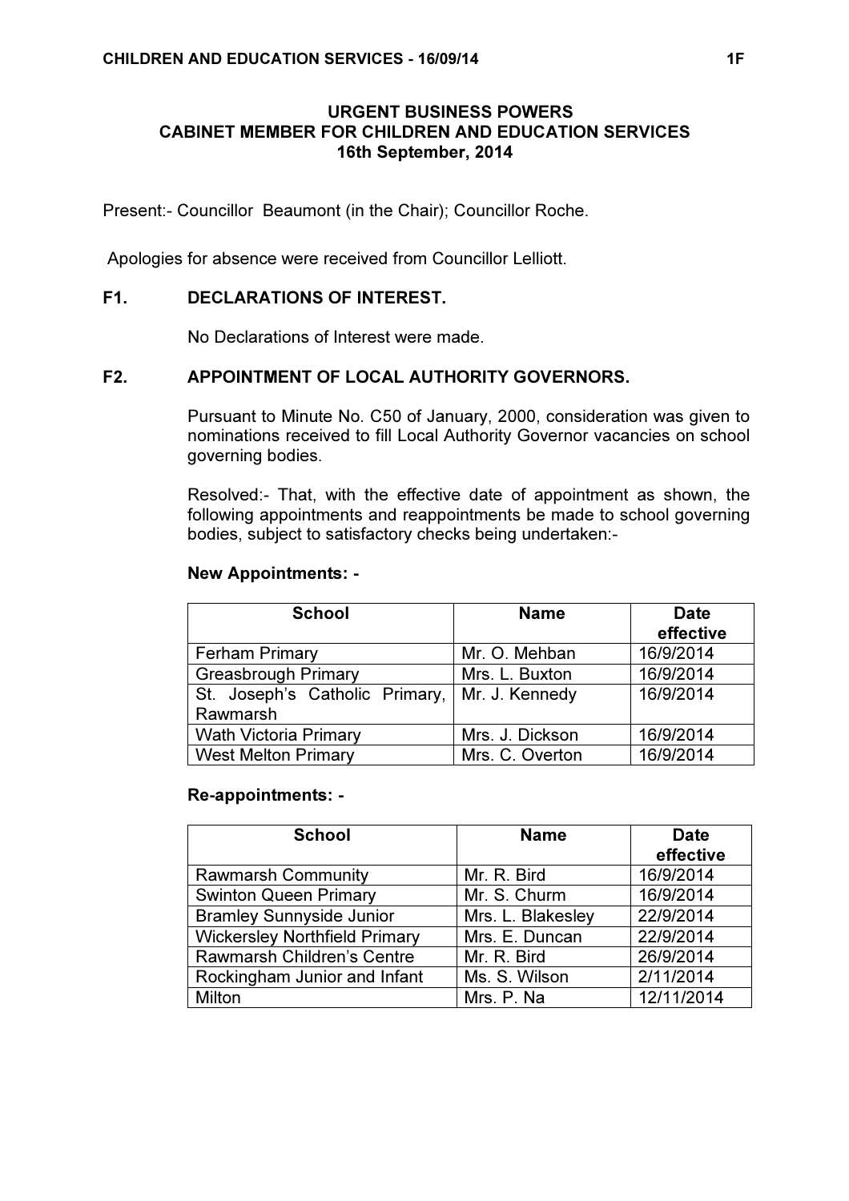# URGENT BUSINESS POWERS
# CABINET MEMBER FOR CHILDREN AND EDUCATION SERVICES
# 16th September, 2014

Present:- Councillor Beaumont (in the Chair); Councillor Roche.

Apologies for absence were received from Councillor Lelliott.

## F1. DECLARATIONS OF INTEREST.

No Declarations of Interest were made.

## F2. APPOINTMENT OF LOCAL AUTHORITY GOVERNORS.

Pursuant to Minute No. C50 of January, 2000, consideration was given to nominations received to fill Local Authority Governor vacancies on school governing bodies.

Resolved:- That, with the effective date of appointment as shown, the following appointments and reappointments be made to school governing bodies, subject to satisfactory checks being undertaken:-

**New Appointments: -**

| School | Name | Date effective |
|---|---|---|
| Ferham Primary | Mr. O. Mehban | 16/9/2014 |
| Greasbrough Primary | Mrs. L. Buxton | 16/9/2014 |
| St. Joseph's Catholic Primary, Rawmarsh | Mr. J. Kennedy | 16/9/2014 |
| Wath Victoria Primary | Mrs. J. Dickson | 16/9/2014 |
| West Melton Primary | Mrs. C. Overton | 16/9/2014 |

**Re-appointments: -**

| School | Name | Date effective |
|---|---|---|
| Rawmarsh Community | Mr. R. Bird | 16/9/2014 |
| Swinton Queen Primary | Mr. S. Churm | 16/9/2014 |
| Bramley Sunnyside Junior | Mrs. L. Blakesley | 22/9/2014 |
| Wickersley Northfield Primary | Mrs. E. Duncan | 22/9/2014 |
| Rawmarsh Children's Centre | Mr. R. Bird | 26/9/2014 |
| Rockingham Junior and Infant | Ms. S. Wilson | 2/11/2014 |
| Milton | Mrs. P. Na | 12/11/2014 |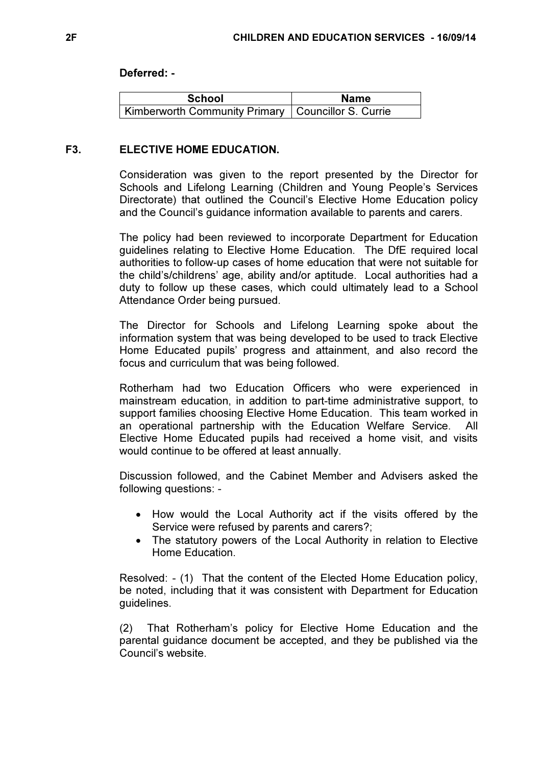**Deferred: -**

| School | Name |
| --- | --- |
| Kimberworth Community Primary | Councillor S. Currie |

## F3. ELECTIVE HOME EDUCATION.

Consideration was given to the report presented by the Director for Schools and Lifelong Learning (Children and Young People's Services Directorate) that outlined the Council's Elective Home Education policy and the Council's guidance information available to parents and carers.

The policy had been reviewed to incorporate Department for Education guidelines relating to Elective Home Education. The DfE required local authorities to follow-up cases of home education that were not suitable for the child's/childrens' age, ability and/or aptitude. Local authorities had a duty to follow up these cases, which could ultimately lead to a School Attendance Order being pursued.

The Director for Schools and Lifelong Learning spoke about the information system that was being developed to be used to track Elective Home Educated pupils' progress and attainment, and also record the focus and curriculum that was being followed.

Rotherham had two Education Officers who were experienced in mainstream education, in addition to part-time administrative support, to support families choosing Elective Home Education. This team worked in an operational partnership with the Education Welfare Service. All Elective Home Educated pupils had received a home visit, and visits would continue to be offered at least annually.

Discussion followed, and the Cabinet Member and Advisers asked the following questions: -

- How would the Local Authority act if the visits offered by the Service were refused by parents and carers?;
- The statutory powers of the Local Authority in relation to Elective Home Education.

Resolved: - (1) That the content of the Elected Home Education policy, be noted, including that it was consistent with Department for Education guidelines.

(2) That Rotherham's policy for Elective Home Education and the parental guidance document be accepted, and they be published via the Council's website.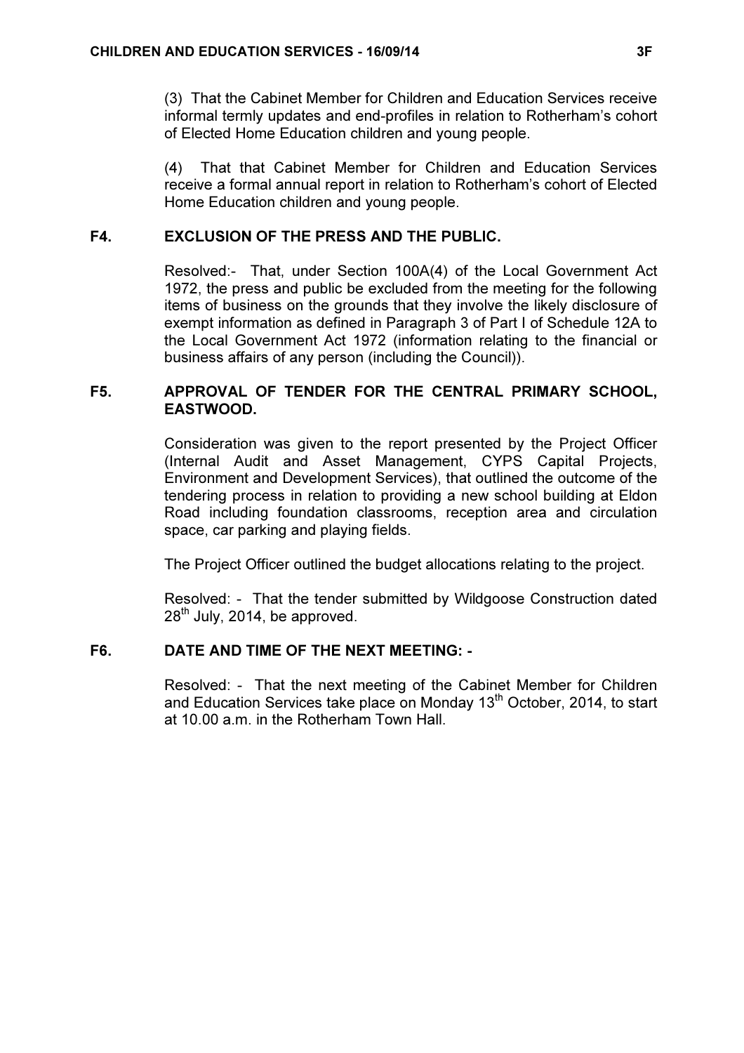(3) That the Cabinet Member for Children and Education Services receive informal termly updates and end-profiles in relation to Rotherham's cohort of Elected Home Education children and young people.

(4) That that Cabinet Member for Children and Education Services receive a formal annual report in relation to Rotherham's cohort of Elected Home Education children and young people.

## F4. EXCLUSION OF THE PRESS AND THE PUBLIC.

Resolved:- That, under Section 100A(4) of the Local Government Act 1972, the press and public be excluded from the meeting for the following items of business on the grounds that they involve the likely disclosure of exempt information as defined in Paragraph 3 of Part I of Schedule 12A to the Local Government Act 1972 (information relating to the financial or business affairs of any person (including the Council)).

## F5. APPROVAL OF TENDER FOR THE CENTRAL PRIMARY SCHOOL, EASTWOOD.

Consideration was given to the report presented by the Project Officer (Internal Audit and Asset Management, CYPS Capital Projects, Environment and Development Services), that outlined the outcome of the tendering process in relation to providing a new school building at Eldon Road including foundation classrooms, reception area and circulation space, car parking and playing fields.

The Project Officer outlined the budget allocations relating to the project.

Resolved: - That the tender submitted by Wildgoose Construction dated 28th July, 2014, be approved.

## F6. DATE AND TIME OF THE NEXT MEETING: -

Resolved: - That the next meeting of the Cabinet Member for Children and Education Services take place on Monday 13th October, 2014, to start at 10.00 a.m. in the Rotherham Town Hall.